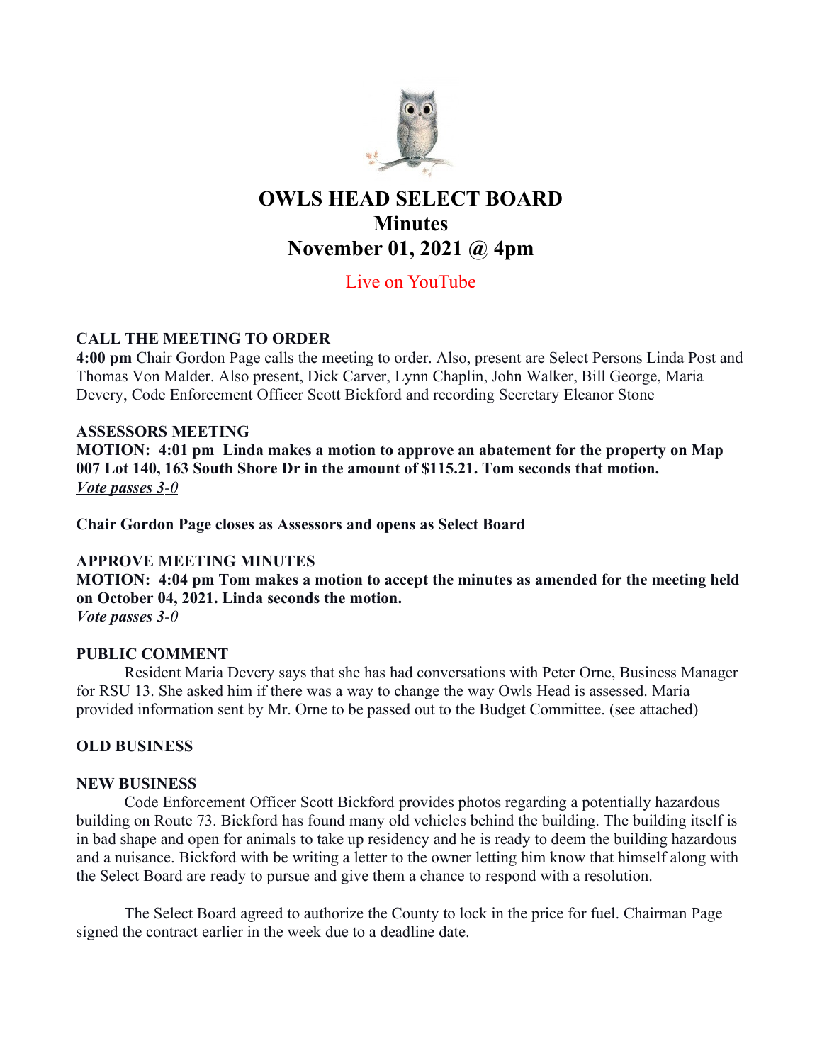# OWLS HEAD SELECT BOARD
## Minutes
## November 01, 2021 @ 4pm

Live on YouTube

**CALL THE MEETING TO ORDER**

**4:00 pm** Chair Gordon Page calls the meeting to order. Also, present are Select Persons Linda Post and Thomas Von Malder. Also present, Dick Carver, Lynn Chaplin, John Walker, Bill George, Maria Devery, Code Enforcement Officer Scott Bickford and recording Secretary Eleanor Stone

**ASSESSORS MEETING**

**MOTION: 4:01 pm Linda makes a motion to approve an abatement for the property on Map 007 Lot 140, 163 South Shore Dr in the amount of $115.21. Tom seconds that motion.**
***Vote passes 3-0***

**Chair Gordon Page closes as Assessors and opens as Select Board**

**APPROVE MEETING MINUTES**

**MOTION: 4:04 pm Tom makes a motion to accept the minutes as amended for the meeting held on October 04, 2021. Linda seconds the motion.**
***Vote passes 3-0***

**PUBLIC COMMENT**

Resident Maria Devery says that she has had conversations with Peter Orne, Business Manager for RSU 13. She asked him if there was a way to change the way Owls Head is assessed. Maria provided information sent by Mr. Orne to be passed out to the Budget Committee. (see attached)

**OLD BUSINESS**

**NEW BUSINESS**

Code Enforcement Officer Scott Bickford provides photos regarding a potentially hazardous building on Route 73. Bickford has found many old vehicles behind the building. The building itself is in bad shape and open for animals to take up residency and he is ready to deem the building hazardous and a nuisance. Bickford with be writing a letter to the owner letting him know that himself along with the Select Board are ready to pursue and give them a chance to respond with a resolution.

The Select Board agreed to authorize the County to lock in the price for fuel. Chairman Page signed the contract earlier in the week due to a deadline date.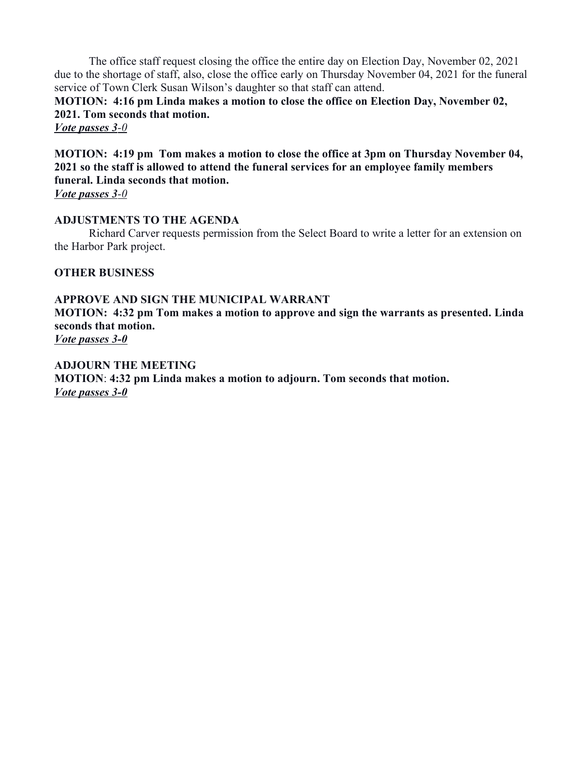The office staff request closing the office the entire day on Election Day, November 02, 2021 due to the shortage of staff, also, close the office early on Thursday November 04, 2021 for the funeral service of Town Clerk Susan Wilson's daughter so that staff can attend.

**MOTION: 4:16 pm Linda makes a motion to close the office on Election Day, November 02, 2021. Tom seconds that motion.**

***Vote passes 3-0***

**MOTION: 4:19 pm Tom makes a motion to close the office at 3pm on Thursday November 04, 2021 so the staff is allowed to attend the funeral services for an employee family members funeral. Linda seconds that motion.**

***Vote passes 3-0***

**ADJUSTMENTS TO THE AGENDA**

Richard Carver requests permission from the Select Board to write a letter for an extension on the Harbor Park project.

**OTHER BUSINESS**

**APPROVE AND SIGN THE MUNICIPAL WARRANT**

**MOTION: 4:32 pm Tom makes a motion to approve and sign the warrants as presented. Linda seconds that motion.**

***Vote passes 3-0***

**ADJOURN THE MEETING**

**MOTION: 4:32 pm Linda makes a motion to adjourn. Tom seconds that motion.**

***Vote passes 3-0***